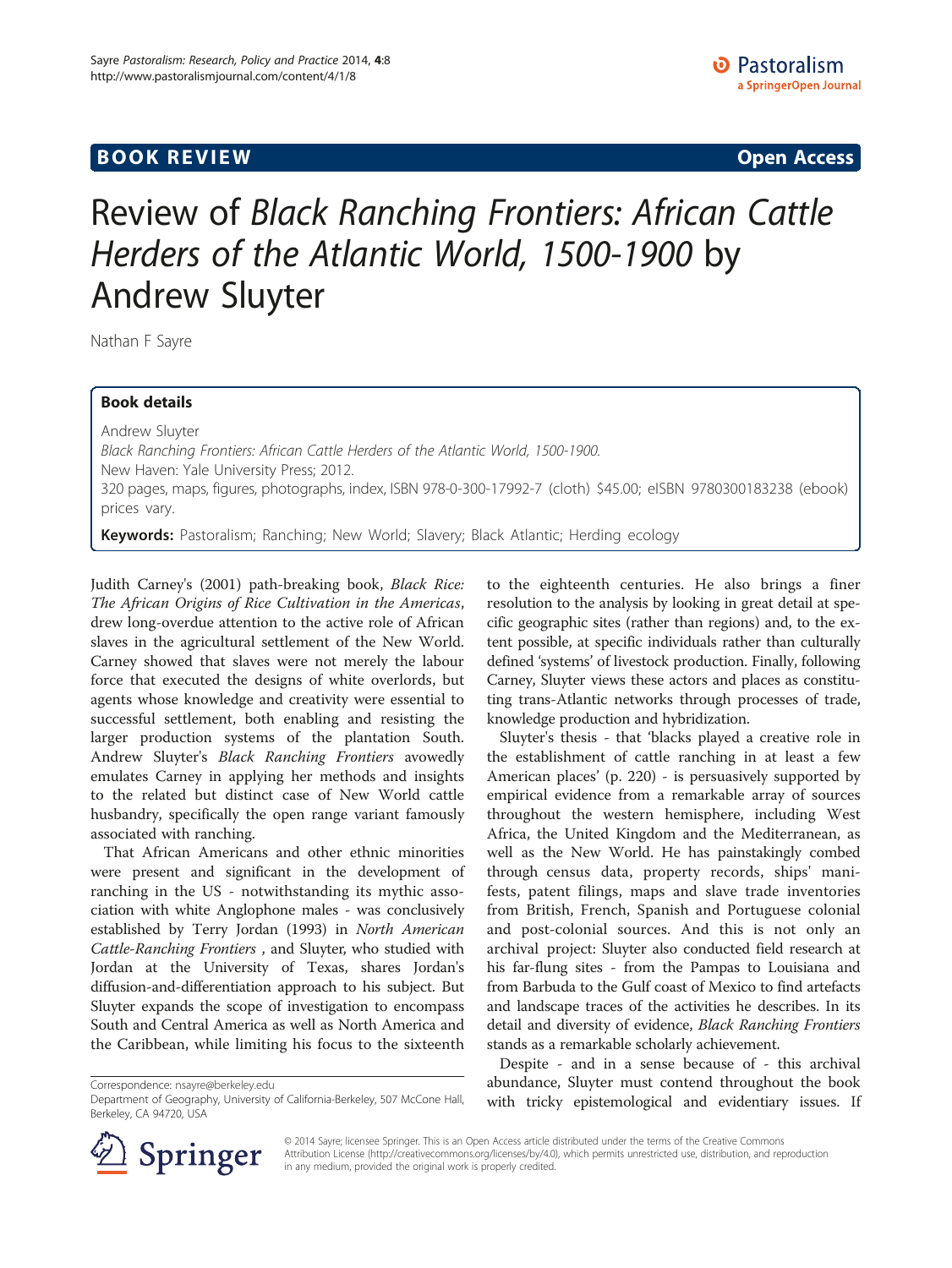**BOOK REVIEW** **Open Access**

# Review of *Black Ranching Frontiers: African Cattle Herders of the Atlantic World, 1500-1900* by Andrew Sluyter

Nathan F Sayre

**Book details**

Andrew Sluyter
*Black Ranching Frontiers: African Cattle Herders of the Atlantic World, 1500-1900.*
New Haven: Yale University Press; 2012.
320 pages, maps, figures, photographs, index, ISBN 978-0-300-17992-7 (cloth) $45.00; eISBN 9780300183238 (ebook) prices vary.

**Keywords:** Pastoralism; Ranching; New World; Slavery; Black Atlantic; Herding ecology

Judith Carney's (2001) path-breaking book, *Black Rice: The African Origins of Rice Cultivation in the Americas*, drew long-overdue attention to the active role of African slaves in the agricultural settlement of the New World. Carney showed that slaves were not merely the labour force that executed the designs of white overlords, but agents whose knowledge and creativity were essential to successful settlement, both enabling and resisting the larger production systems of the plantation South. Andrew Sluyter's *Black Ranching Frontiers* avowedly emulates Carney in applying her methods and insights to the related but distinct case of New World cattle husbandry, specifically the open range variant famously associated with ranching.

That African Americans and other ethnic minorities were present and significant in the development of ranching in the US - notwithstanding its mythic association with white Anglophone males - was conclusively established by Terry Jordan (1993) in *North American Cattle-Ranching Frontiers* , and Sluyter, who studied with Jordan at the University of Texas, shares Jordan's diffusion-and-differentiation approach to his subject. But Sluyter expands the scope of investigation to encompass South and Central America as well as North America and the Caribbean, while limiting his focus to the sixteenth to the eighteenth centuries. He also brings a finer resolution to the analysis by looking in great detail at specific geographic sites (rather than regions) and, to the extent possible, at specific individuals rather than culturally defined 'systems' of livestock production. Finally, following Carney, Sluyter views these actors and places as constituting trans-Atlantic networks through processes of trade, knowledge production and hybridization.

Sluyter's thesis - that 'blacks played a creative role in the establishment of cattle ranching in at least a few American places' (p. 220) - is persuasively supported by empirical evidence from a remarkable array of sources throughout the western hemisphere, including West Africa, the United Kingdom and the Mediterranean, as well as the New World. He has painstakingly combed through census data, property records, ships' manifests, patent filings, maps and slave trade inventories from British, French, Spanish and Portuguese colonial and post-colonial sources. And this is not only an archival project: Sluyter also conducted field research at his far-flung sites - from the Pampas to Louisiana and from Barbuda to the Gulf coast of Mexico to find artefacts and landscape traces of the activities he describes. In its detail and diversity of evidence, *Black Ranching Frontiers* stands as a remarkable scholarly achievement.

Despite - and in a sense because of - this archival abundance, Sluyter must contend throughout the book with tricky epistemological and evidentiary issues. If

Correspondence: nsayre@berkeley.edu
Department of Geography, University of California-Berkeley, 507 McCone Hall, Berkeley, CA 94720, USA

© 2014 Sayre; licensee Springer. This is an Open Access article distributed under the terms of the Creative Commons Attribution License (http://creativecommons.org/licenses/by/4.0), which permits unrestricted use, distribution, and reproduction in any medium, provided the original work is properly credited.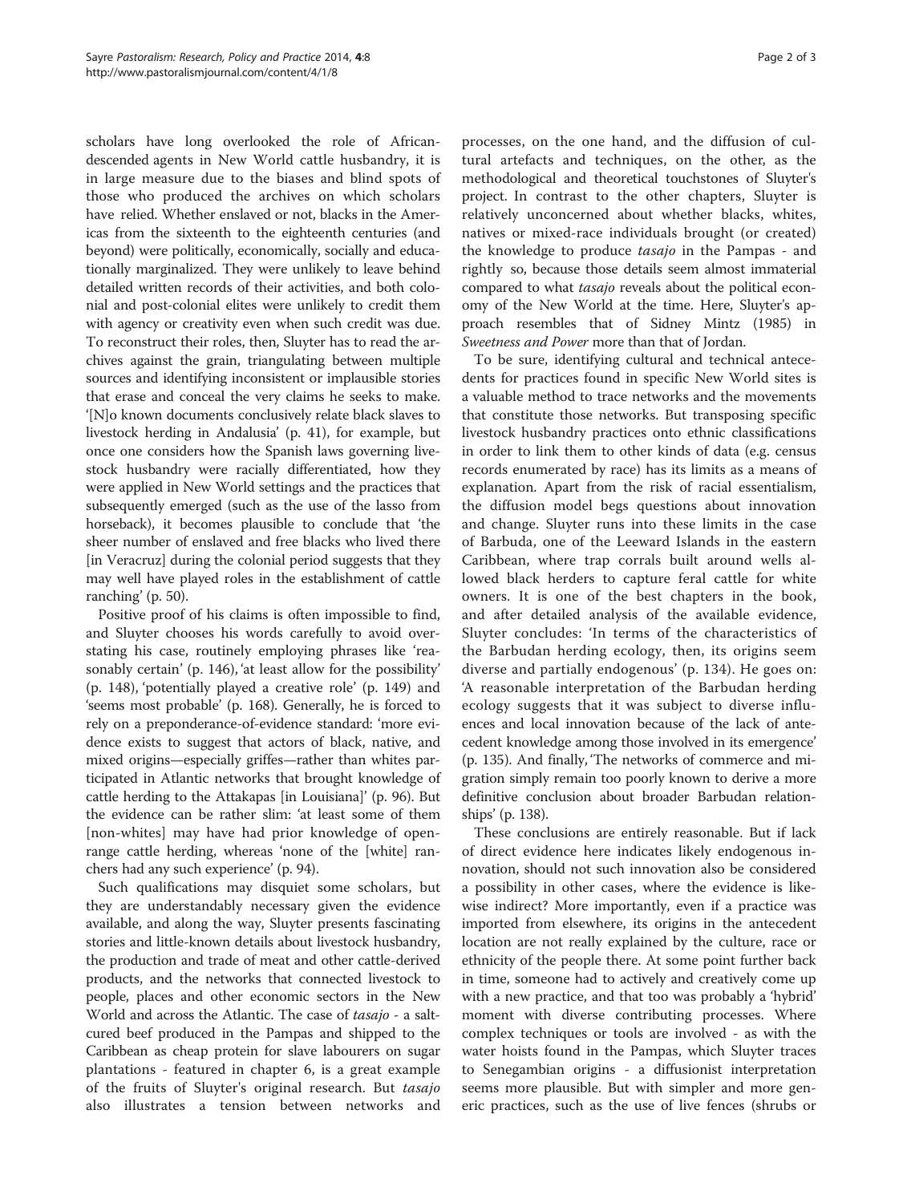scholars have long overlooked the role of African-descended agents in New World cattle husbandry, it is in large measure due to the biases and blind spots of those who produced the archives on which scholars have relied. Whether enslaved or not, blacks in the Americas from the sixteenth to the eighteenth centuries (and beyond) were politically, economically, socially and educationally marginalized. They were unlikely to leave behind detailed written records of their activities, and both colonial and post-colonial elites were unlikely to credit them with agency or creativity even when such credit was due. To reconstruct their roles, then, Sluyter has to read the archives against the grain, triangulating between multiple sources and identifying inconsistent or implausible stories that erase and conceal the very claims he seeks to make. '[N]o known documents conclusively relate black slaves to livestock herding in Andalusia' (p. 41), for example, but once one considers how the Spanish laws governing livestock husbandry were racially differentiated, how they were applied in New World settings and the practices that subsequently emerged (such as the use of the lasso from horseback), it becomes plausible to conclude that 'the sheer number of enslaved and free blacks who lived there [in Veracruz] during the colonial period suggests that they may well have played roles in the establishment of cattle ranching' (p. 50).

Positive proof of his claims is often impossible to find, and Sluyter chooses his words carefully to avoid overstating his case, routinely employing phrases like 'reasonably certain' (p. 146), 'at least allow for the possibility' (p. 148), 'potentially played a creative role' (p. 149) and 'seems most probable' (p. 168). Generally, he is forced to rely on a preponderance-of-evidence standard: 'more evidence exists to suggest that actors of black, native, and mixed origins—especially griffes—rather than whites participated in Atlantic networks that brought knowledge of cattle herding to the Attakapas [in Louisiana]' (p. 96). But the evidence can be rather slim: 'at least some of them [non-whites] may have had prior knowledge of open-range cattle herding, whereas 'none of the [white] ranchers had any such experience' (p. 94).

Such qualifications may disquiet some scholars, but they are understandably necessary given the evidence available, and along the way, Sluyter presents fascinating stories and little-known details about livestock husbandry, the production and trade of meat and other cattle-derived products, and the networks that connected livestock to people, places and other economic sectors in the New World and across the Atlantic. The case of *tasajo* - a salt-cured beef produced in the Pampas and shipped to the Caribbean as cheap protein for slave labourers on sugar plantations - featured in chapter 6, is a great example of the fruits of Sluyter's original research. But *tasajo* also illustrates a tension between networks and processes, on the one hand, and the diffusion of cultural artefacts and techniques, on the other, as the methodological and theoretical touchstones of Sluyter's project. In contrast to the other chapters, Sluyter is relatively unconcerned about whether blacks, whites, natives or mixed-race individuals brought (or created) the knowledge to produce *tasajo* in the Pampas - and rightly so, because those details seem almost immaterial compared to what *tasajo* reveals about the political economy of the New World at the time. Here, Sluyter's approach resembles that of Sidney Mintz (1985) in *Sweetness and Power* more than that of Jordan.

To be sure, identifying cultural and technical antecedents for practices found in specific New World sites is a valuable method to trace networks and the movements that constitute those networks. But transposing specific livestock husbandry practices onto ethnic classifications in order to link them to other kinds of data (e.g. census records enumerated by race) has its limits as a means of explanation. Apart from the risk of racial essentialism, the diffusion model begs questions about innovation and change. Sluyter runs into these limits in the case of Barbuda, one of the Leeward Islands in the eastern Caribbean, where trap corrals built around wells allowed black herders to capture feral cattle for white owners. It is one of the best chapters in the book, and after detailed analysis of the available evidence, Sluyter concludes: 'In terms of the characteristics of the Barbudan herding ecology, then, its origins seem diverse and partially endogenous' (p. 134). He goes on: 'A reasonable interpretation of the Barbudan herding ecology suggests that it was subject to diverse influences and local innovation because of the lack of antecedent knowledge among those involved in its emergence' (p. 135). And finally, 'The networks of commerce and migration simply remain too poorly known to derive a more definitive conclusion about broader Barbudan relationships' (p. 138).

These conclusions are entirely reasonable. But if lack of direct evidence here indicates likely endogenous innovation, should not such innovation also be considered a possibility in other cases, where the evidence is likewise indirect? More importantly, even if a practice was imported from elsewhere, its origins in the antecedent location are not really explained by the culture, race or ethnicity of the people there. At some point further back in time, someone had to actively and creatively come up with a new practice, and that too was probably a 'hybrid' moment with diverse contributing processes. Where complex techniques or tools are involved - as with the water hoists found in the Pampas, which Sluyter traces to Senegambian origins - a diffusionist interpretation seems more plausible. But with simpler and more generic practices, such as the use of live fences (shrubs or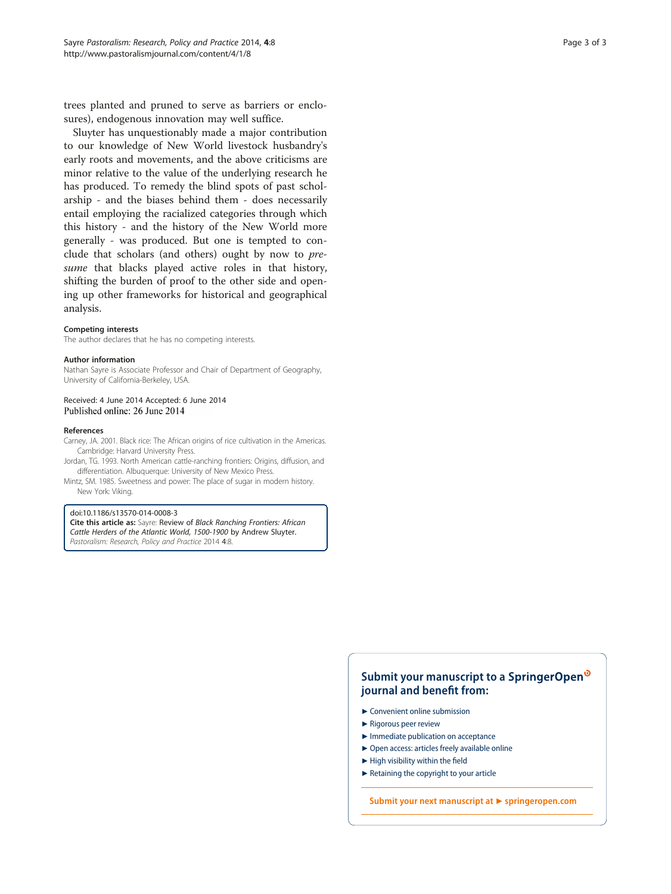trees planted and pruned to serve as barriers or enclosures), endogenous innovation may well suffice.

Sluyter has unquestionably made a major contribution to our knowledge of New World livestock husbandry's early roots and movements, and the above criticisms are minor relative to the value of the underlying research he has produced. To remedy the blind spots of past scholarship - and the biases behind them - does necessarily entail employing the racialized categories through which this history - and the history of the New World more generally - was produced. But one is tempted to conclude that scholars (and others) ought by now to *presume* that blacks played active roles in that history, shifting the burden of proof to the other side and opening up other frameworks for historical and geographical analysis.

#### Competing interests

The author declares that he has no competing interests.

#### Author information

Nathan Sayre is Associate Professor and Chair of Department of Geography, University of California-Berkeley, USA.

Received: 4 June 2014 Accepted: 6 June 2014
Published online: 26 June 2014

#### References

Carney, JA. 2001. Black rice: The African origins of rice cultivation in the Americas. Cambridge: Harvard University Press.

Jordan, TG. 1993. North American cattle-ranching frontiers: Origins, diffusion, and differentiation. Albuquerque: University of New Mexico Press.

Mintz, SM. 1985. Sweetness and power: The place of sugar in modern history. New York: Viking.

doi:10.1186/s13570-014-0008-3
**Cite this article as:** Sayre: Review of *Black Ranching Frontiers: African Cattle Herders of the Atlantic World, 1500-1900* by Andrew Sluyter. *Pastoralism: Research, Policy and Practice* 2014 **4**:8.

**Submit your manuscript to a SpringerOpen journal and benefit from:**

- ► Convenient online submission
- ► Rigorous peer review
- ► Immediate publication on acceptance
- ► Open access: articles freely available online
- ► High visibility within the field
- ► Retaining the copyright to your article

**Submit your next manuscript at ► springeropen.com**